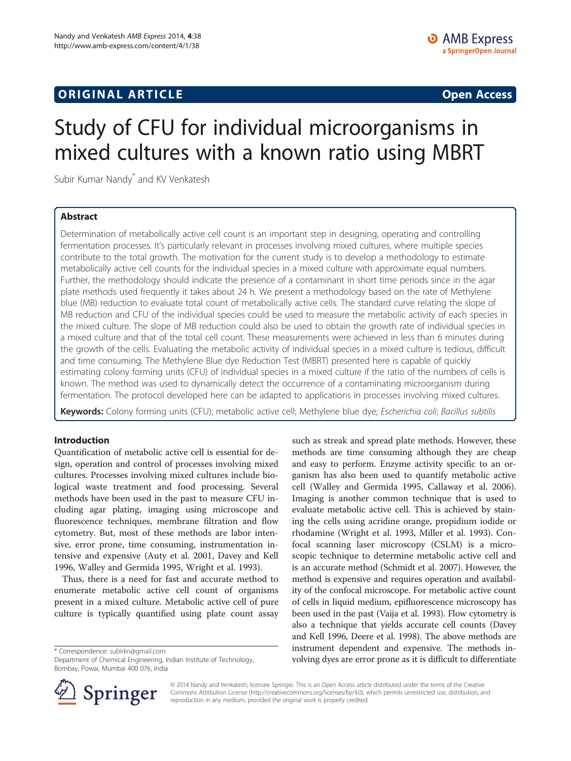**ORIGINAL ARTICLE** **Open Access**

# Study of CFU for individual microorganisms in mixed cultures with a known ratio using MBRT

Subir Kumar Nandy* and KV Venkatesh

## Abstract

Determination of metabolically active cell count is an important step in designing, operating and controlling fermentation processes. It's particularly relevant in processes involving mixed cultures, where multiple species contribute to the total growth. The motivation for the current study is to develop a methodology to estimate metabolically active cell counts for the individual species in a mixed culture with approximate equal numbers. Further, the methodology should indicate the presence of a contaminant in short time periods since in the agar plate methods used frequently it takes about 24 h. We present a methodology based on the rate of Methylene blue (MB) reduction to evaluate total count of metabolically active cells. The standard curve relating the slope of MB reduction and CFU of the individual species could be used to measure the metabolic activity of each species in the mixed culture. The slope of MB reduction could also be used to obtain the growth rate of individual species in a mixed culture and that of the total cell count. These measurements were achieved in less than 6 minutes during the growth of the cells. Evaluating the metabolic activity of individual species in a mixed culture is tedious, difficult and time consuming. The Methylene Blue dye Reduction Test (MBRT) presented here is capable of quickly estimating colony forming units (CFU) of individual species in a mixed culture if the ratio of the numbers of cells is known. The method was used to dynamically detect the occurrence of a contaminating microorganism during fermentation. The protocol developed here can be adapted to applications in processes involving mixed cultures.

**Keywords:** Colony forming units (CFU); metabolic active cell; Methylene blue dye; *Escherichia coli*; *Bacillus subtilis*

## Introduction

Quantification of metabolic active cell is essential for design, operation and control of processes involving mixed cultures. Processes involving mixed cultures include biological waste treatment and food processing. Several methods have been used in the past to measure CFU including agar plating, imaging using microscope and fluorescence techniques, membrane filtration and flow cytometry. But, most of these methods are labor intensive, error prone, time consuming, instrumentation intensive and expensive (Auty et al. 2001, Davey and Kell 1996, Walley and Germida 1995, Wright et al. 1993).

Thus, there is a need for fast and accurate method to enumerate metabolic active cell count of organisms present in a mixed culture. Metabolic active cell of pure culture is typically quantified using plate count assay such as streak and spread plate methods. However, these methods are time consuming although they are cheap and easy to perform. Enzyme activity specific to an organism has also been used to quantify metabolic active cell (Walley and Germida 1995, Callaway et al. 2006). Imaging is another common technique that is used to evaluate metabolic active cell. This is achieved by staining the cells using acridine orange, propidium iodide or rhodamine (Wright et al. 1993, Miller et al. 1993). Confocal scanning laser microscopy (CSLM) is a microscopic technique to determine metabolic active cell and is an accurate method (Schmidt et al. 2007). However, the method is expensive and requires operation and availability of the confocal microscope. For metabolic active count of cells in liquid medium, epifluorescence microscopy has been used in the past (Vaija et al. 1993). Flow cytometry is also a technique that yields accurate cell counts (Davey and Kell 1996, Deere et al. 1998). The above methods are instrument dependent and expensive. The methods involving dyes are error prone as it is difficult to differentiate

* Correspondence: subirkn@gmail.com
Department of Chemical Engineering, Indian Institute of Technology, Bombay, Powai, Mumbai 400 076, India

© 2014 Nandy and Venkatesh; licensee Springer. This is an Open Access article distributed under the terms of the Creative Commons Attribution License (http://creativecommons.org/licenses/by/4.0), which permits unrestricted use, distribution, and reproduction in any medium, provided the original work is properly credited.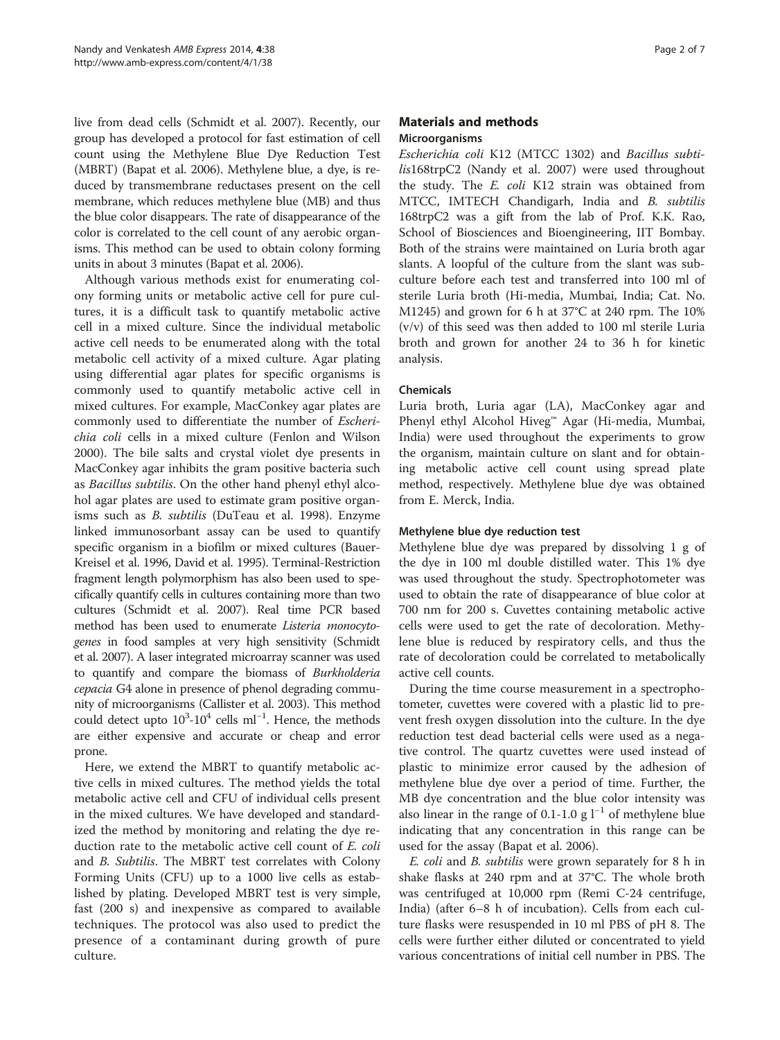live from dead cells (Schmidt et al. 2007). Recently, our group has developed a protocol for fast estimation of cell count using the Methylene Blue Dye Reduction Test (MBRT) (Bapat et al. 2006). Methylene blue, a dye, is reduced by transmembrane reductases present on the cell membrane, which reduces methylene blue (MB) and thus the blue color disappears. The rate of disappearance of the color is correlated to the cell count of any aerobic organisms. This method can be used to obtain colony forming units in about 3 minutes (Bapat et al. 2006).

Although various methods exist for enumerating colony forming units or metabolic active cell for pure cultures, it is a difficult task to quantify metabolic active cell in a mixed culture. Since the individual metabolic active cell needs to be enumerated along with the total metabolic cell activity of a mixed culture. Agar plating using differential agar plates for specific organisms is commonly used to quantify metabolic active cell in mixed cultures. For example, MacConkey agar plates are commonly used to differentiate the number of *Escherichia coli* cells in a mixed culture (Fenlon and Wilson 2000). The bile salts and crystal violet dye presents in MacConkey agar inhibits the gram positive bacteria such as *Bacillus subtilis*. On the other hand phenyl ethyl alcohol agar plates are used to estimate gram positive organisms such as *B. subtilis* (DuTeau et al. 1998). Enzyme linked immunosorbant assay can be used to quantify specific organism in a biofilm or mixed cultures (Bauer-Kreisel et al. 1996, David et al. 1995). Terminal-Restriction fragment length polymorphism has also been used to specifically quantify cells in cultures containing more than two cultures (Schmidt et al. 2007). Real time PCR based method has been used to enumerate *Listeria monocytogenes* in food samples at very high sensitivity (Schmidt et al. 2007). A laser integrated microarray scanner was used to quantify and compare the biomass of *Burkholderia cepacia* G4 alone in presence of phenol degrading community of microorganisms (Callister et al. 2003). This method could detect upto $10^3$-$10^4$ cells $ml^{-1}$. Hence, the methods are either expensive and accurate or cheap and error prone.

Here, we extend the MBRT to quantify metabolic active cells in mixed cultures. The method yields the total metabolic active cell and CFU of individual cells present in the mixed cultures. We have developed and standardized the method by monitoring and relating the dye reduction rate to the metabolic active cell count of *E. coli* and *B. Subtilis*. The MBRT test correlates with Colony Forming Units (CFU) up to a 1000 live cells as established by plating. Developed MBRT test is very simple, fast (200 s) and inexpensive as compared to available techniques. The protocol was also used to predict the presence of a contaminant during growth of pure culture.

## Materials and methods

### Microorganisms

*Escherichia coli* K12 (MTCC 1302) and *Bacillus subtilis*168trpC2 (Nandy et al. 2007) were used throughout the study. The *E. coli* K12 strain was obtained from MTCC, IMTECH Chandigarh, India and *B. subtilis* 168trpC2 was a gift from the lab of Prof. K.K. Rao, School of Biosciences and Bioengineering, IIT Bombay. Both of the strains were maintained on Luria broth agar slants. A loopful of the culture from the slant was subculture before each test and transferred into 100 ml of sterile Luria broth (Hi-media, Mumbai, India; Cat. No. M1245) and grown for 6 h at 37°C at 240 rpm. The 10% (v/v) of this seed was then added to 100 ml sterile Luria broth and grown for another 24 to 36 h for kinetic analysis.

### Chemicals

Luria broth, Luria agar (LA), MacConkey agar and Phenyl ethyl Alcohol Hiveg™ Agar (Hi-media, Mumbai, India) were used throughout the experiments to grow the organism, maintain culture on slant and for obtaining metabolic active cell count using spread plate method, respectively. Methylene blue dye was obtained from E. Merck, India.

### Methylene blue dye reduction test

Methylene blue dye was prepared by dissolving 1 g of the dye in 100 ml double distilled water. This 1% dye was used throughout the study. Spectrophotometer was used to obtain the rate of disappearance of blue color at 700 nm for 200 s. Cuvettes containing metabolic active cells were used to get the rate of decoloration. Methylene blue is reduced by respiratory cells, and thus the rate of decoloration could be correlated to metabolically active cell counts.

During the time course measurement in a spectrophotometer, cuvettes were covered with a plastic lid to prevent fresh oxygen dissolution into the culture. In the dye reduction test dead bacterial cells were used as a negative control. The quartz cuvettes were used instead of plastic to minimize error caused by the adhesion of methylene blue dye over a period of time. Further, the MB dye concentration and the blue color intensity was also linear in the range of 0.1-1.0 g $l^{-1}$ of methylene blue indicating that any concentration in this range can be used for the assay (Bapat et al. 2006).

*E. coli* and *B. subtilis* were grown separately for 8 h in shake flasks at 240 rpm and at 37°C. The whole broth was centrifuged at 10,000 rpm (Remi C-24 centrifuge, India) (after 6–8 h of incubation). Cells from each culture flasks were resuspended in 10 ml PBS of pH 8. The cells were further either diluted or concentrated to yield various concentrations of initial cell number in PBS. The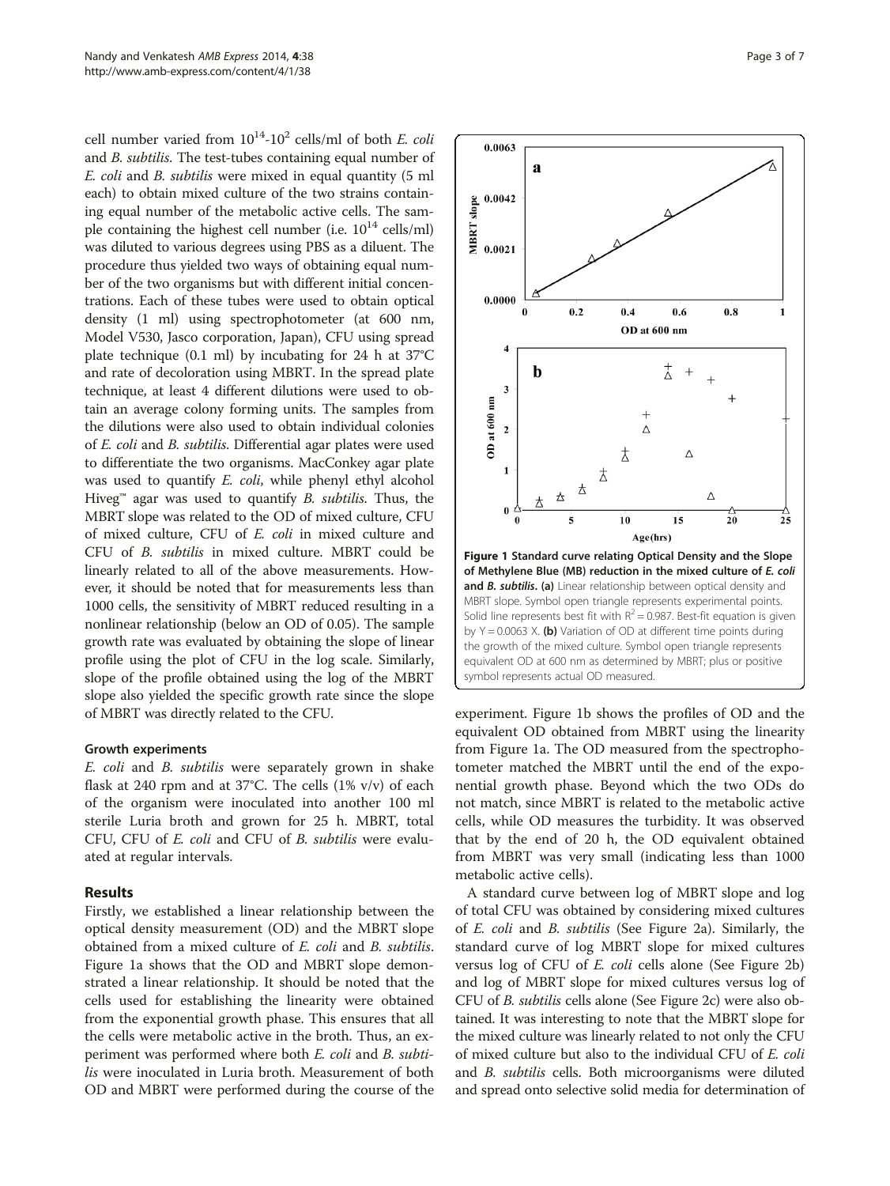cell number varied from $10^{14}$-$10^{2}$ cells/ml of both *E. coli* and *B. subtilis*. The test-tubes containing equal number of *E. coli* and *B. subtilis* were mixed in equal quantity (5 ml each) to obtain mixed culture of the two strains containing equal number of the metabolic active cells. The sample containing the highest cell number (i.e. $10^{14}$ cells/ml) was diluted to various degrees using PBS as a diluent. The procedure thus yielded two ways of obtaining equal number of the two organisms but with different initial concentrations. Each of these tubes were used to obtain optical density (1 ml) using spectrophotometer (at 600 nm, Model V530, Jasco corporation, Japan), CFU using spread plate technique (0.1 ml) by incubating for 24 h at 37°C and rate of decoloration using MBRT. In the spread plate technique, at least 4 different dilutions were used to obtain an average colony forming units. The samples from the dilutions were also used to obtain individual colonies of *E. coli* and *B. subtilis*. Differential agar plates were used to differentiate the two organisms. MacConkey agar plate was used to quantify *E. coli*, while phenyl ethyl alcohol Hiveg™ agar was used to quantify *B. subtilis*. Thus, the MBRT slope was related to the OD of mixed culture, CFU of mixed culture, CFU of *E. coli* in mixed culture and CFU of *B. subtilis* in mixed culture. MBRT could be linearly related to all of the above measurements. However, it should be noted that for measurements less than 1000 cells, the sensitivity of MBRT reduced resulting in a nonlinear relationship (below an OD of 0.05). The sample growth rate was evaluated by obtaining the slope of linear profile using the plot of CFU in the log scale. Similarly, slope of the profile obtained using the log of the MBRT slope also yielded the specific growth rate since the slope of MBRT was directly related to the CFU.

#### Growth experiments

*E. coli* and *B. subtilis* were separately grown in shake flask at 240 rpm and at 37°C. The cells (1% v/v) of each of the organism were inoculated into another 100 ml sterile Luria broth and grown for 25 h. MBRT, total CFU, CFU of *E. coli* and CFU of *B. subtilis* were evaluated at regular intervals.

## Results

Firstly, we established a linear relationship between the optical density measurement (OD) and the MBRT slope obtained from a mixed culture of *E. coli* and *B. subtilis*. Figure 1a shows that the OD and MBRT slope demonstrated a linear relationship. It should be noted that the cells used for establishing the linearity were obtained from the exponential growth phase. This ensures that all the cells were metabolic active in the broth. Thus, an experiment was performed where both *E. coli* and *B. subtilis* were inoculated in Luria broth. Measurement of both OD and MBRT were performed during the course of the experiment. Figure 1b shows the profiles of OD and the equivalent OD obtained from MBRT using the linearity from Figure 1a. The OD measured from the spectrophotometer matched the MBRT until the end of the exponential growth phase. Beyond which the two ODs do not match, since MBRT is related to the metabolic active cells, while OD measures the turbidity. It was observed that by the end of 20 h, the OD equivalent obtained from MBRT was very small (indicating less than 1000 metabolic active cells).

**Figure 1 Standard curve relating Optical Density and the Slope of Methylene Blue (MB) reduction in the mixed culture of *E. coli* and *B. subtilis*.** **(a)** Linear relationship between optical density and MBRT slope. Symbol open triangle represents experimental points. Solid line represents best fit with $R^2 = 0.987$. Best-fit equation is given by $Y = 0.0063\ X$. **(b)** Variation of OD at different time points during the growth of the mixed culture. Symbol open triangle represents equivalent OD at 600 nm as determined by MBRT; plus or positive symbol represents actual OD measured.

A standard curve between log of MBRT slope and log of total CFU was obtained by considering mixed cultures of *E. coli* and *B. subtilis* (See Figure 2a). Similarly, the standard curve of log MBRT slope for mixed cultures versus log of CFU of *E. coli* cells alone (See Figure 2b) and log of MBRT slope for mixed cultures versus log of CFU of *B. subtilis* cells alone (See Figure 2c) were also obtained. It was interesting to note that the MBRT slope for the mixed culture was linearly related to not only the CFU of mixed culture but also to the individual CFU of *E. coli* and *B. subtilis* cells. Both microorganisms were diluted and spread onto selective solid media for determination of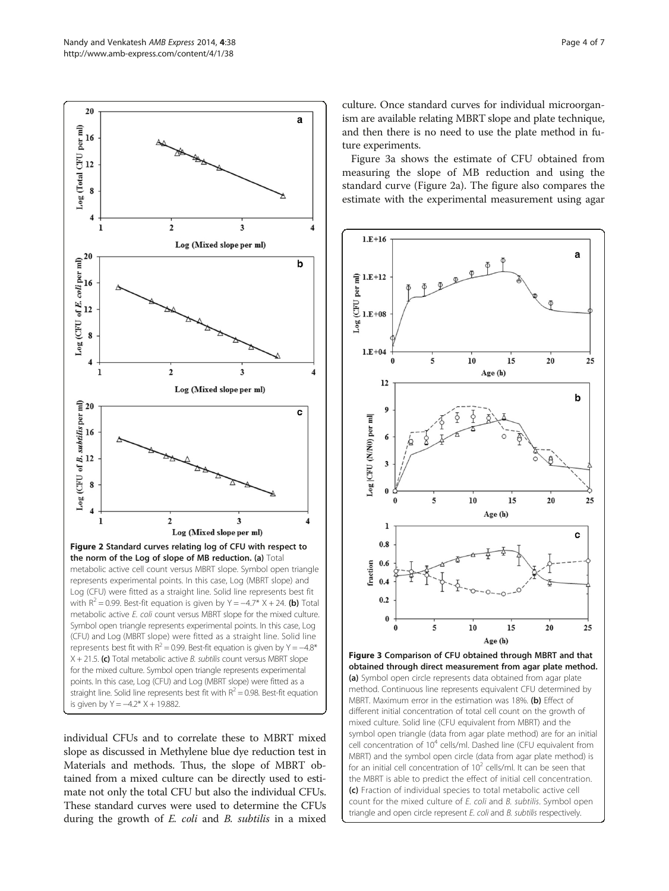**Figure 2 Standard curves relating log of CFU with respect to the norm of the Log of slope of MB reduction.** **(a)** Total metabolic active cell count versus MBRT slope. Symbol open triangle represents experimental points. In this case, Log (MBRT slope) and Log (CFU) were fitted as a straight line. Solid line represents best fit with $R^2 = 0.99$. Best-fit equation is given by $Y = -4.7^* X + 24$. **(b)** Total metabolic active *E. coli* count versus MBRT slope for the mixed culture. Symbol open triangle represents experimental points. In this case, Log (CFU) and Log (MBRT slope) were fitted as a straight line. Solid line represents best fit with $R^2 = 0.99$. Best-fit equation is given by $Y = -4.8^* X + 21.5$. **(c)** Total metabolic active *B. subtilis* count versus MBRT slope for the mixed culture. Symbol open triangle represents experimental points. In this case, Log (CFU) and Log (MBRT slope) were fitted as a straight line. Solid line represents best fit with $R^2 = 0.98$. Best-fit equation is given by $Y = -4.2^* X + 19.882$.

individual CFUs and to correlate these to MBRT mixed slope as discussed in Methylene blue dye reduction test in Materials and methods. Thus, the slope of MBRT obtained from a mixed culture can be directly used to estimate not only the total CFU but also the individual CFUs. These standard curves were used to determine the CFUs during the growth of *E. coli* and *B. subtilis* in a mixed culture. Once standard curves for individual microorganism are available relating MBRT slope and plate technique, and then there is no need to use the plate method in future experiments.

Figure 3a shows the estimate of CFU obtained from measuring the slope of MB reduction and using the standard curve (Figure 2a). The figure also compares the estimate with the experimental measurement using agar

**Figure 3 Comparison of CFU obtained through MBRT and that obtained through direct measurement from agar plate method.** **(a)** Symbol open circle represents data obtained from agar plate method. Continuous line represents equivalent CFU determined by MBRT. Maximum error in the estimation was 18%. **(b)** Effect of different initial concentration of total cell count on the growth of mixed culture. Solid line (CFU equivalent from MBRT) and the symbol open triangle (data from agar plate method) are for an initial cell concentration of $10^4$ cells/ml. Dashed line (CFU equivalent from MBRT) and the symbol open circle (data from agar plate method) is for an initial cell concentration of $10^2$ cells/ml. It can be seen that the MBRT is able to predict the effect of initial cell concentration. **(c)** Fraction of individual species to total metabolic active cell count for the mixed culture of *E. coli* and *B. subtilis*. Symbol open triangle and open circle represent *E. coli* and *B. subtilis* respectively.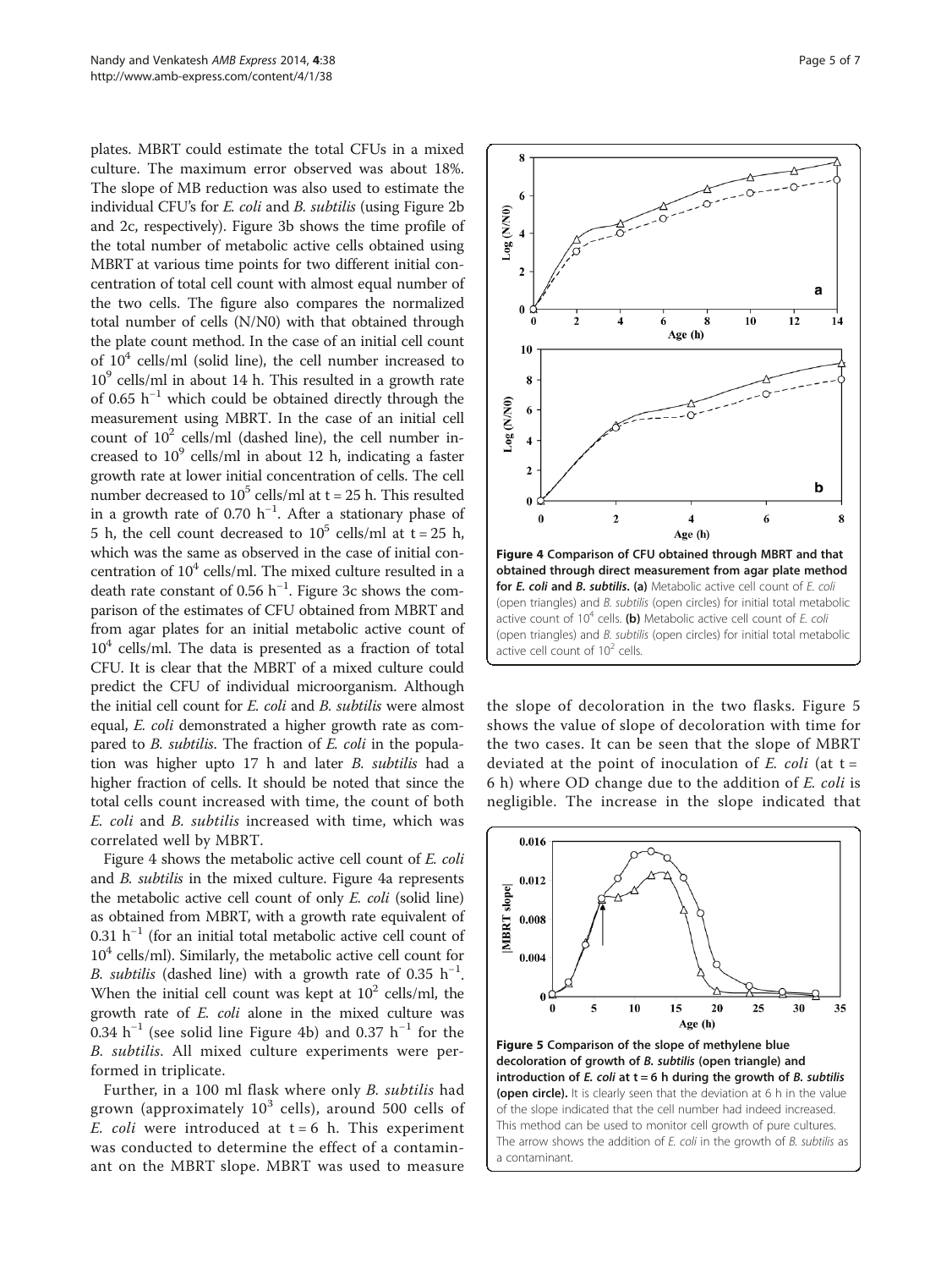plates. MBRT could estimate the total CFUs in a mixed culture. The maximum error observed was about 18%. The slope of MB reduction was also used to estimate the individual CFU's for *E. coli* and *B. subtilis* (using Figure 2b and 2c, respectively). Figure 3b shows the time profile of the total number of metabolic active cells obtained using MBRT at various time points for two different initial concentration of total cell count with almost equal number of the two cells. The figure also compares the normalized total number of cells (N/N0) with that obtained through the plate count method. In the case of an initial cell count of $10^4$ cells/ml (solid line), the cell number increased to $10^9$ cells/ml in about 14 h. This resulted in a growth rate of 0.65 $h^{-1}$ which could be obtained directly through the measurement using MBRT. In the case of an initial cell count of $10^2$ cells/ml (dashed line), the cell number increased to $10^9$ cells/ml in about 12 h, indicating a faster growth rate at lower initial concentration of cells. The cell number decreased to $10^5$ cells/ml at t = 25 h. This resulted in a growth rate of 0.70 $h^{-1}$. After a stationary phase of 5 h, the cell count decreased to $10^5$ cells/ml at t = 25 h, which was the same as observed in the case of initial concentration of $10^4$ cells/ml. The mixed culture resulted in a death rate constant of 0.56 $h^{-1}$. Figure 3c shows the comparison of the estimates of CFU obtained from MBRT and from agar plates for an initial metabolic active count of $10^4$ cells/ml. The data is presented as a fraction of total CFU. It is clear that the MBRT of a mixed culture could predict the CFU of individual microorganism. Although the initial cell count for *E. coli* and *B. subtilis* were almost equal, *E. coli* demonstrated a higher growth rate as compared to *B. subtilis*. The fraction of *E. coli* in the population was higher upto 17 h and later *B. subtilis* had a higher fraction of cells. It should be noted that since the total cells count increased with time, the count of both *E. coli* and *B. subtilis* increased with time, which was correlated well by MBRT.

Figure 4 shows the metabolic active cell count of *E. coli* and *B. subtilis* in the mixed culture. Figure 4a represents the metabolic active cell count of only *E. coli* (solid line) as obtained from MBRT, with a growth rate equivalent of 0.31 $h^{-1}$ (for an initial total metabolic active cell count of $10^4$ cells/ml). Similarly, the metabolic active cell count for *B. subtilis* (dashed line) with a growth rate of 0.35 $h^{-1}$. When the initial cell count was kept at $10^2$ cells/ml, the growth rate of *E. coli* alone in the mixed culture was 0.34 $h^{-1}$ (see solid line Figure 4b) and 0.37 $h^{-1}$ for the *B. subtilis*. All mixed culture experiments were performed in triplicate.

Further, in a 100 ml flask where only *B. subtilis* had grown (approximately $10^3$ cells), around 500 cells of *E. coli* were introduced at t = 6 h. This experiment was conducted to determine the effect of a contaminant on the MBRT slope. MBRT was used to measure the slope of decoloration in the two flasks. Figure 5 shows the value of slope of decoloration with time for the two cases. It can be seen that the slope of MBRT deviated at the point of inoculation of *E. coli* (at t = 6 h) where OD change due to the addition of *E. coli* is negligible. The increase in the slope indicated that

**Figure 4 Comparison of CFU obtained through MBRT and that obtained through direct measurement from agar plate method for *E. coli* and *B. subtilis*.** **(a)** Metabolic active cell count of *E. coli* (open triangles) and *B. subtilis* (open circles) for initial total metabolic active count of $10^4$ cells. **(b)** Metabolic active cell count of *E. coli* (open triangles) and *B. subtilis* (open circles) for initial total metabolic active cell count of $10^2$ cells.

**Figure 5 Comparison of the slope of methylene blue decoloration of growth of *B. subtilis* (open triangle) and introduction of *E. coli* at t = 6 h during the growth of *B. subtilis* (open circle).** It is clearly seen that the deviation at 6 h in the value of the slope indicated that the cell number had indeed increased. This method can be used to monitor cell growth of pure cultures. The arrow shows the addition of *E. coli* in the growth of *B. subtilis* as a contaminant.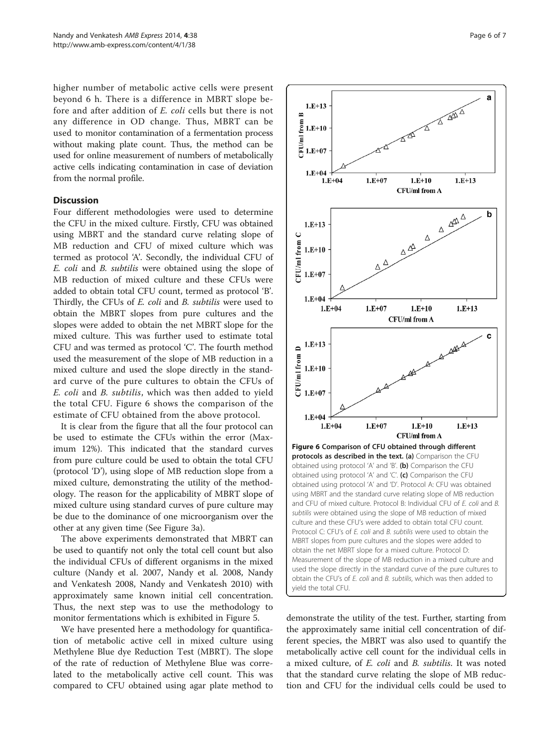higher number of metabolic active cells were present beyond 6 h. There is a difference in MBRT slope before and after addition of *E. coli* cells but there is not any difference in OD change. Thus, MBRT can be used to monitor contamination of a fermentation process without making plate count. Thus, the method can be used for online measurement of numbers of metabolically active cells indicating contamination in case of deviation from the normal profile.

## Discussion

Four different methodologies were used to determine the CFU in the mixed culture. Firstly, CFU was obtained using MBRT and the standard curve relating slope of MB reduction and CFU of mixed culture which was termed as protocol 'A'. Secondly, the individual CFU of *E. coli* and *B. subtilis* were obtained using the slope of MB reduction of mixed culture and these CFUs were added to obtain total CFU count, termed as protocol 'B'. Thirdly, the CFUs of *E. coli* and *B. subtilis* were used to obtain the MBRT slopes from pure cultures and the slopes were added to obtain the net MBRT slope for the mixed culture. This was further used to estimate total CFU and was termed as protocol 'C'. The fourth method used the measurement of the slope of MB reduction in a mixed culture and used the slope directly in the standard curve of the pure cultures to obtain the CFUs of *E. coli* and *B. subtilis*, which was then added to yield the total CFU. Figure 6 shows the comparison of the estimate of CFU obtained from the above protocol.

It is clear from the figure that all the four protocol can be used to estimate the CFUs within the error (Maximum 12%). This indicated that the standard curves from pure culture could be used to obtain the total CFU (protocol 'D'), using slope of MB reduction slope from a mixed culture, demonstrating the utility of the methodology. The reason for the applicability of MBRT slope of mixed culture using standard curves of pure culture may be due to the dominance of one microorganism over the other at any given time (See Figure 3a).

The above experiments demonstrated that MBRT can be used to quantify not only the total cell count but also the individual CFUs of different organisms in the mixed culture (Nandy et al. 2007, Nandy et al. 2008, Nandy and Venkatesh 2008, Nandy and Venkatesh 2010) with approximately same known initial cell concentration. Thus, the next step was to use the methodology to monitor fermentations which is exhibited in Figure 5.

We have presented here a methodology for quantification of metabolic active cell in mixed culture using Methylene Blue dye Reduction Test (MBRT). The slope of the rate of reduction of Methylene Blue was correlated to the metabolically active cell count. This was compared to CFU obtained using agar plate method to demonstrate the utility of the test. Further, starting from the approximately same initial cell concentration of different species, the MBRT was also used to quantify the metabolically active cell count for the individual cells in a mixed culture, of *E. coli* and *B. subtilis*. It was noted that the standard curve relating the slope of MB reduction and CFU for the individual cells could be used to

**Figure 6 Comparison of CFU obtained through different protocols as described in the text. (a)** Comparison the CFU obtained using protocol 'A' and 'B'. **(b)** Comparison the CFU obtained using protocol 'A' and 'C'. **(c)** Comparison the CFU obtained using protocol 'A' and 'D'. Protocol A: CFU was obtained using MBRT and the standard curve relating slope of MB reduction and CFU of mixed culture. Protocol B: Individual CFU of *E. coli* and *B. subtilis* were obtained using the slope of MB reduction of mixed culture and these CFU's were added to obtain total CFU count. Protocol C: CFU's of *E. coli* and *B. subtilis* were used to obtain the MBRT slopes from pure cultures and the slopes were added to obtain the net MBRT slope for a mixed culture. Protocol D: Measurement of the slope of MB reduction in a mixed culture and used the slope directly in the standard curve of the pure cultures to obtain the CFU's of *E. coli* and *B. subtilis*, which was then added to yield the total CFU.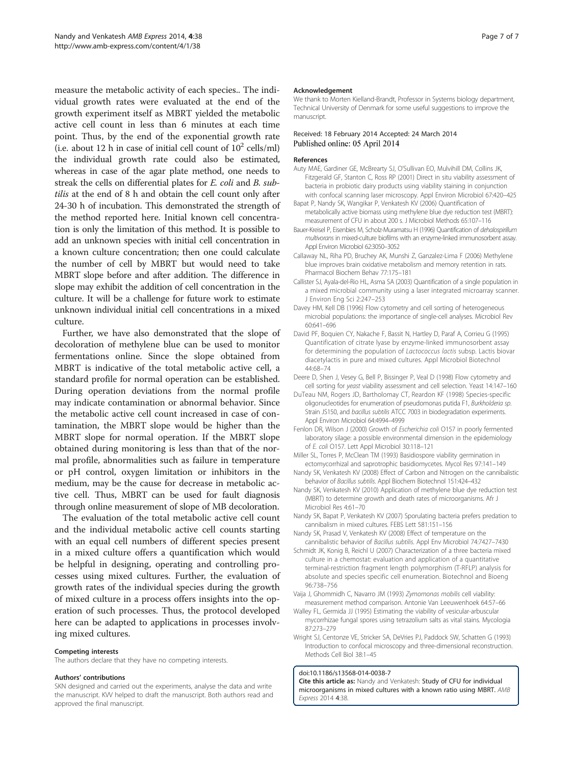measure the metabolic activity of each species.. The individual growth rates were evaluated at the end of the growth experiment itself as MBRT yielded the metabolic active cell count in less than 6 minutes at each time point. Thus, by the end of the exponential growth rate (i.e. about 12 h in case of initial cell count of $10^2$ cells/ml) the individual growth rate could also be estimated, whereas in case of the agar plate method, one needs to streak the cells on differential plates for *E. coli* and *B. subtilis* at the end of 8 h and obtain the cell count only after 24-30 h of incubation. This demonstrated the strength of the method reported here. Initial known cell concentration is only the limitation of this method. It is possible to add an unknown species with initial cell concentration in a known culture concentration; then one could calculate the number of cell by MBRT but would need to take MBRT slope before and after addition. The difference in slope may exhibit the addition of cell concentration in the culture. It will be a challenge for future work to estimate unknown individual initial cell concentrations in a mixed culture.

Further, we have also demonstrated that the slope of decoloration of methylene blue can be used to monitor fermentations online. Since the slope obtained from MBRT is indicative of the total metabolic active cell, a standard profile for normal operation can be established. During operation deviations from the normal profile may indicate contamination or abnormal behavior. Since the metabolic active cell count increased in case of contamination, the MBRT slope would be higher than the MBRT slope for normal operation. If the MBRT slope obtained during monitoring is less than that of the normal profile, abnormalities such as failure in temperature or pH control, oxygen limitation or inhibitors in the medium, may be the cause for decrease in metabolic active cell. Thus, MBRT can be used for fault diagnosis through online measurement of slope of MB decoloration.

The evaluation of the total metabolic active cell count and the individual metabolic active cell counts starting with an equal cell numbers of different species present in a mixed culture offers a quantification which would be helpful in designing, operating and controlling processes using mixed cultures. Further, the evaluation of growth rates of the individual species during the growth of mixed culture in a process offers insights into the operation of such processes. Thus, the protocol developed here can be adapted to applications in processes involving mixed cultures.

#### Competing interests
The authors declare that they have no competing interests.

#### Authors' contributions
SKN designed and carried out the experiments, analyse the data and write the manuscript. KVV helped to draft the manuscript. Both authors read and approved the final manuscript.

#### Acknowledgement
We thank to Morten Kielland-Brandt, Professor in Systems biology department, Technical University of Denmark for some useful suggestions to improve the manuscript.

Received: 18 February 2014 Accepted: 24 March 2014
Published online: 05 April 2014

#### References
- Auty MAE, Gardiner GE, McBrearty SJ, O'Sullivan EO, Mulvihill DM, Collins JK, Fitzgerald GF, Stanton C, Ross RP (2001) Direct in situ viability assessment of bacteria in probiotic dairy products using viability staining in conjunction with confocal scanning laser microscopy. Appl Environ Microbiol 67:420–425
- Bapat P, Nandy SK, Wangikar P, Venkatesh KV (2006) Quantification of metabolically active biomass using methylene blue dye reduction test (MBRT): measurement of CFU in about 200 s. J Microbiol Methods 65:107–116
- Bauer-Kreisel P, Eisenbeis M, Scholz-Muramatsu H (1996) Quantification of *dehalospirillum multivorans* in mixed-culture biofilms with an enzyme-linked immunosorbent assay. Appl Environ Microbiol 62:3050–3052
- Callaway NL, Riha PD, Bruchey AK, Munshi Z, Ganzalez-Lima F (2006) Methylene blue improves brain oxidative metabolism and memory retention in rats. Pharmacol Biochem Behav 77:175–181
- Callister SJ, Ayala-del-Rio HL, Asma SA (2003) Quantification of a single population in a mixed microbial community using a laser integrated microarray scanner. J Environ Eng Sci 2:247–253
- Davey HM, Kell DB (1996) Flow cytometry and cell sorting of heterogeneous microbial populations: the importance of single-cell analyses. Microbiol Rev 60:641–696
- David PF, Boquien CY, Nakache F, Bassit N, Hartley D, Paraf A, Corrieu G (1995) Quantification of citrate lyase by enzyme-linked immunosorbent assay for determining the population of *Lactococcus lactis* subsp. Lactis biovar diacetylactis in pure and mixed cultures. Appl Microbiol Biotechnol 44:68–74
- Deere D, Shen J, Vesey G, Bell P, Bissinger P, Veal D (1998) Flow cytometry and cell sorting for *yeast* viability assessment and cell selection. Yeast 14:147–160
- DuTeau NM, Rogers JD, Bartholomay CT, Reardon KF (1998) Species-specific oligonucleotides for enumeration of pseudomonas putida F1, *Burkholderia sp.* Strain JS150, and *bacillus subtilis* ATCC 7003 in biodegradation experiments. Appl Environ Microbiol 64:4994–4999
- Fenlon DR, Wilson J (2000) Growth of *Escherichia coli* O157 in poorly fermented laboratory silage: a possible environmental dimension in the epidemiology of *E. coli* O157. Lett Appl Microbiol 30:118–121
- Miller SL, Torres P, McClean TM (1993) Basidiospore viability germination in ectomycorrhizal and saprotrophic basidiomycetes. Mycol Res 97:141–149
- Nandy SK, Venkatesh KV (2008) Effect of Carbon and Nitrogen on the cannibalistic behavior of *Bacillus subtilis*. Appl Biochem Biotechnol 151:424–432
- Nandy SK, Venkatesh KV (2010) Application of methylene blue dye reduction test (MBRT) to determine growth and death rates of microorganisms. Afr J Microbiol Res 4:61–70
- Nandy SK, Bapat P, Venkatesh KV (2007) Sporulating bacteria prefers predation to cannibalism in mixed cultures. FEBS Lett 581:151–156
- Nandy SK, Prasad V, Venkatesh KV (2008) Effect of temperature on the cannibalistic behavior of *Bacillus subtilis*. Appl Env Microbiol 74:7427–7430
- Schmidt JK, Konig B, Reichl U (2007) Characterization of a three bacteria mixed culture in a chemostat: evaluation and application of a quantitative terminal-restriction fragment length polymorphism (T-RFLP) analysis for absolute and species specific cell enumeration. Biotechnol and Bioeng 96:738–756
- Vaija J, Ghommidh C, Navarro JM (1993) *Zymomonas mobilis* cell viability: measurement method comparison. Antonie Van Leeuwenhoek 64:57–66
- Walley FL, Germida JJ (1995) Estimating the viability of vesicular-arbuscular mycorrhizae fungal spores using tetrazolium salts as vital stains. Mycologia 87:273–279
- Wright SJ, Centonze VE, Stricker SA, DeVries PJ, Paddock SW, Schatten G (1993) Introduction to confocal microscopy and three-dimensional reconstruction. Methods Cell Biol 38:1–45

doi:10.1186/s13568-014-0038-7
**Cite this article as:** Nandy and Venkatesh: Study of CFU for individual microorganisms in mixed cultures with a known ratio using MBRT. *AMB Express* 2014 **4**:38.